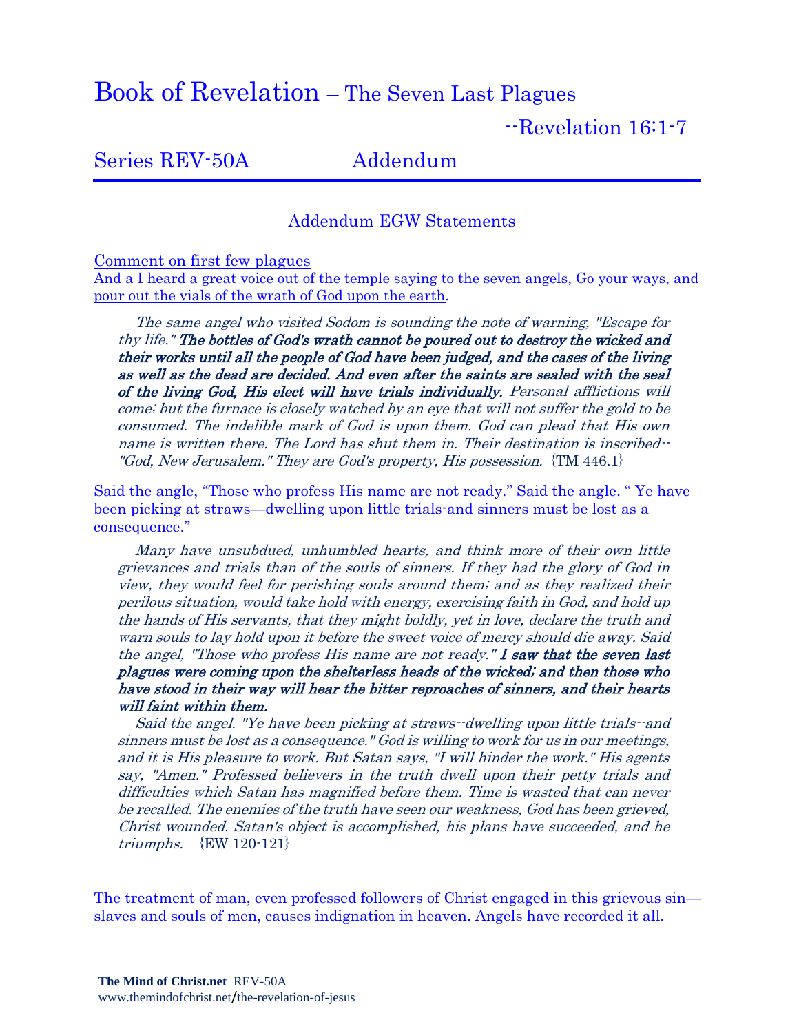# Book of Revelation – The Seven Last Plagues

--Revelation 16:1-7

## Series REV-50A Addendum

### Addendum EGW Statements

Comment on first few plagues

And a I heard a great voice out of the temple saying to the seven angels, Go your ways, and pour out the vials of the wrath of God upon the earth.

> *The same angel who visited Sodom is sounding the note of warning, "Escape for thy life."* ***The bottles of God's wrath cannot be poured out to destroy the wicked and their works until all the people of God have been judged, and the cases of the living as well as the dead are decided. And even after the saints are sealed with the seal of the living God, His elect will have trials individually.*** *Personal afflictions will come; but the furnace is closely watched by an eye that will not suffer the gold to be consumed. The indelible mark of God is upon them. God can plead that His own name is written there. The Lord has shut them in. Their destination is inscribed--"God, New Jerusalem." They are God's property, His possession.* {TM 446.1}

Said the angle, "Those who profess His name are not ready." Said the angle. " Ye have been picking at straws—dwelling upon little trials-and sinners must be lost as a consequence."

> *Many have unsubdued, unhumbled hearts, and think more of their own little grievances and trials than of the souls of sinners. If they had the glory of God in view, they would feel for perishing souls around them; and as they realized their perilous situation, would take hold with energy, exercising faith in God, and hold up the hands of His servants, that they might boldly, yet in love, declare the truth and warn souls to lay hold upon it before the sweet voice of mercy should die away. Said the angel, "Those who profess His name are not ready."* ***I saw that the seven last plagues were coming upon the shelterless heads of the wicked; and then those who have stood in their way will hear the bitter reproaches of sinners, and their hearts will faint within them.***
>
> *Said the angel. "Ye have been picking at straws--dwelling upon little trials--and sinners must be lost as a consequence." God is willing to work for us in our meetings, and it is His pleasure to work. But Satan says, "I will hinder the work." His agents say, "Amen." Professed believers in the truth dwell upon their petty trials and difficulties which Satan has magnified before them. Time is wasted that can never be recalled. The enemies of the truth have seen our weakness, God has been grieved, Christ wounded. Satan's object is accomplished, his plans have succeeded, and he triumphs.* {EW 120-121}

The treatment of man, even professed followers of Christ engaged in this grievous sin—slaves and souls of men, causes indignation in heaven. Angels have recorded it all.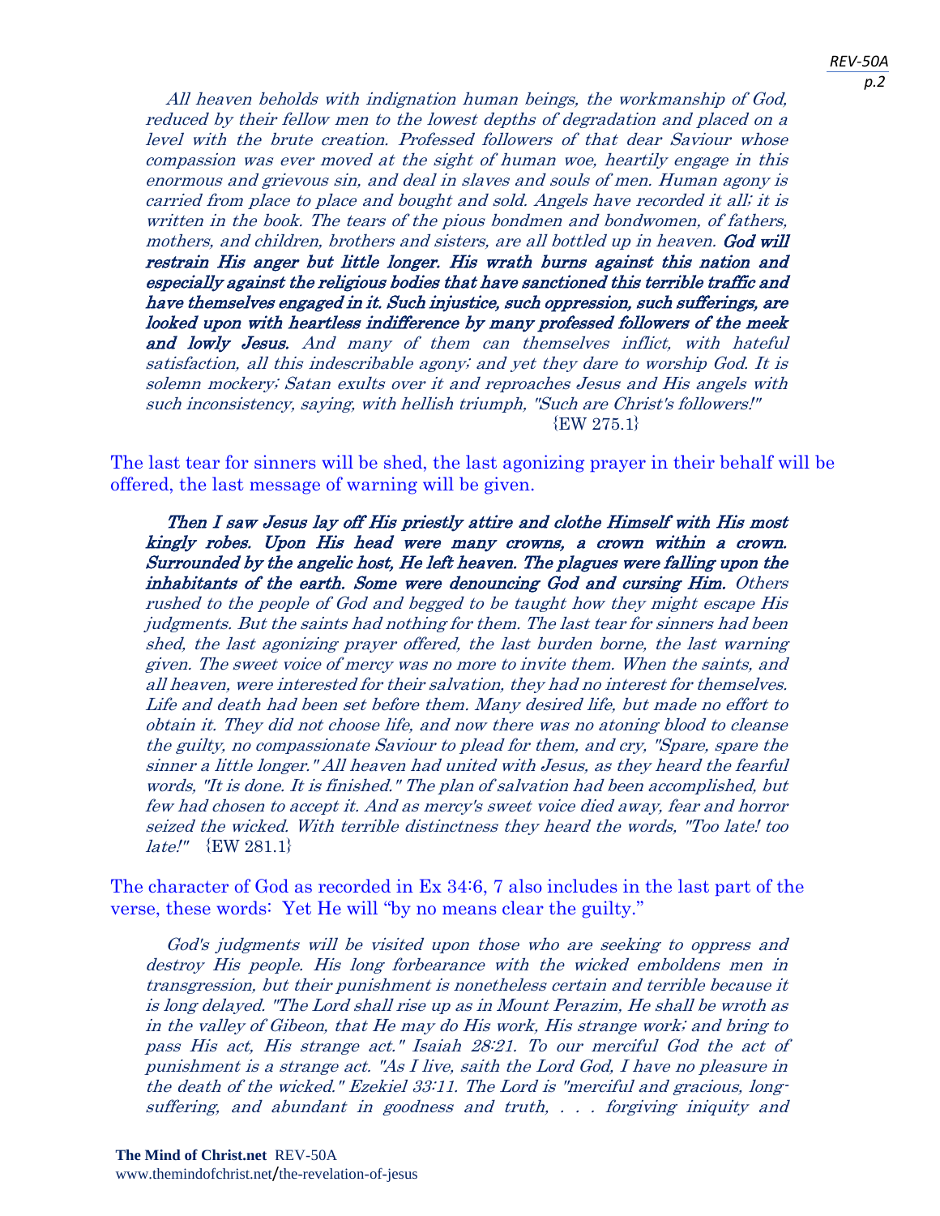> *All heaven beholds with indignation human beings, the workmanship of God, reduced by their fellow men to the lowest depths of degradation and placed on a level with the brute creation. Professed followers of that dear Saviour whose compassion was ever moved at the sight of human woe, heartily engage in this enormous and grievous sin, and deal in slaves and souls of men. Human agony is carried from place to place and bought and sold. Angels have recorded it all; it is written in the book. The tears of the pious bondmen and bondwomen, of fathers, mothers, and children, brothers and sisters, are all bottled up in heaven.* ***God will restrain His anger but little longer. His wrath burns against this nation and especially against the religious bodies that have sanctioned this terrible traffic and have themselves engaged in it. Such injustice, such oppression, such sufferings, are looked upon with heartless indifference by many professed followers of the meek and lowly Jesus.*** *And many of them can themselves inflict, with hateful satisfaction, all this indescribable agony; and yet they dare to worship God. It is solemn mockery; Satan exults over it and reproaches Jesus and His angels with such inconsistency, saying, with hellish triumph, "Such are Christ's followers!"* {EW 275.1}

The last tear for sinners will be shed, the last agonizing prayer in their behalf will be offered, the last message of warning will be given.

> ***Then I saw Jesus lay off His priestly attire and clothe Himself with His most kingly robes. Upon His head were many crowns, a crown within a crown. Surrounded by the angelic host, He left heaven. The plagues were falling upon the inhabitants of the earth. Some were denouncing God and cursing Him.*** *Others rushed to the people of God and begged to be taught how they might escape His judgments. But the saints had nothing for them. The last tear for sinners had been shed, the last agonizing prayer offered, the last burden borne, the last warning given. The sweet voice of mercy was no more to invite them. When the saints, and all heaven, were interested for their salvation, they had no interest for themselves. Life and death had been set before them. Many desired life, but made no effort to obtain it. They did not choose life, and now there was no atoning blood to cleanse the guilty, no compassionate Saviour to plead for them, and cry, "Spare, spare the sinner a little longer." All heaven had united with Jesus, as they heard the fearful words, "It is done. It is finished." The plan of salvation had been accomplished, but few had chosen to accept it. And as mercy's sweet voice died away, fear and horror seized the wicked. With terrible distinctness they heard the words, "Too late! too late!"* {EW 281.1}

The character of God as recorded in Ex 34:6, 7 also includes in the last part of the verse, these words: Yet He will "by no means clear the guilty."

> *God's judgments will be visited upon those who are seeking to oppress and destroy His people. His long forbearance with the wicked emboldens men in transgression, but their punishment is nonetheless certain and terrible because it is long delayed. "The Lord shall rise up as in Mount Perazim, He shall be wroth as in the valley of Gibeon, that He may do His work, His strange work; and bring to pass His act, His strange act." Isaiah 28:21. To our merciful God the act of punishment is a strange act. "As I live, saith the Lord God, I have no pleasure in the death of the wicked." Ezekiel 33:11. The Lord is "merciful and gracious, long-suffering, and abundant in goodness and truth, . . . forgiving iniquity and*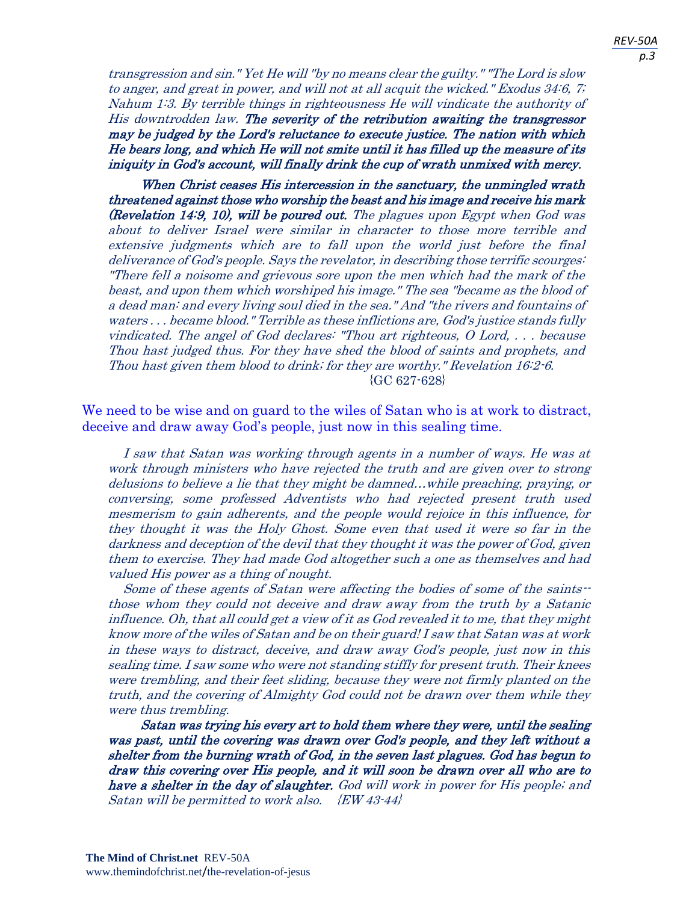*transgression and sin." Yet He will "by no means clear the guilty." "The Lord is slow to anger, and great in power, and will not at all acquit the wicked." Exodus 34:6, 7; Nahum 1:3. By terrible things in righteousness He will vindicate the authority of His downtrodden law.* ***The severity of the retribution awaiting the transgressor may be judged by the Lord's reluctance to execute justice. The nation with which He bears long, and which He will not smite until it has filled up the measure of its iniquity in God's account, will finally drink the cup of wrath unmixed with mercy.***

***When Christ ceases His intercession in the sanctuary, the unmingled wrath threatened against those who worship the beast and his image and receive his mark (Revelation 14:9, 10), will be poured out.*** *The plagues upon Egypt when God was about to deliver Israel were similar in character to those more terrible and extensive judgments which are to fall upon the world just before the final deliverance of God's people. Says the revelator, in describing those terrific scourges: "There fell a noisome and grievous sore upon the men which had the mark of the beast, and upon them which worshiped his image." The sea "became as the blood of a dead man: and every living soul died in the sea." And "the rivers and fountains of waters . . . became blood." Terrible as these inflictions are, God's justice stands fully vindicated. The angel of God declares: "Thou art righteous, O Lord, . . . because Thou hast judged thus. For they have shed the blood of saints and prophets, and Thou hast given them blood to drink; for they are worthy." Revelation 16:2-6.* {GC 627-628}

We need to be wise and on guard to the wiles of Satan who is at work to distract, deceive and draw away God's people, just now in this sealing time.

*I saw that Satan was working through agents in a number of ways. He was at work through ministers who have rejected the truth and are given over to strong delusions to believe a lie that they might be damned…while preaching, praying, or conversing, some professed Adventists who had rejected present truth used mesmerism to gain adherents, and the people would rejoice in this influence, for they thought it was the Holy Ghost. Some even that used it were so far in the darkness and deception of the devil that they thought it was the power of God, given them to exercise. They had made God altogether such a one as themselves and had valued His power as a thing of nought.*

*Some of these agents of Satan were affecting the bodies of some of the saints--those whom they could not deceive and draw away from the truth by a Satanic influence. Oh, that all could get a view of it as God revealed it to me, that they might know more of the wiles of Satan and be on their guard! I saw that Satan was at work in these ways to distract, deceive, and draw away God's people, just now in this sealing time. I saw some who were not standing stiffly for present truth. Their knees were trembling, and their feet sliding, because they were not firmly planted on the truth, and the covering of Almighty God could not be drawn over them while they were thus trembling.*

***Satan was trying his every art to hold them where they were, until the sealing was past, until the covering was drawn over God's people, and they left without a shelter from the burning wrath of God, in the seven last plagues. God has begun to draw this covering over His people, and it will soon be drawn over all who are to have a shelter in the day of slaughter.*** *God will work in power for His people; and Satan will be permitted to work also. {EW 43-44}*